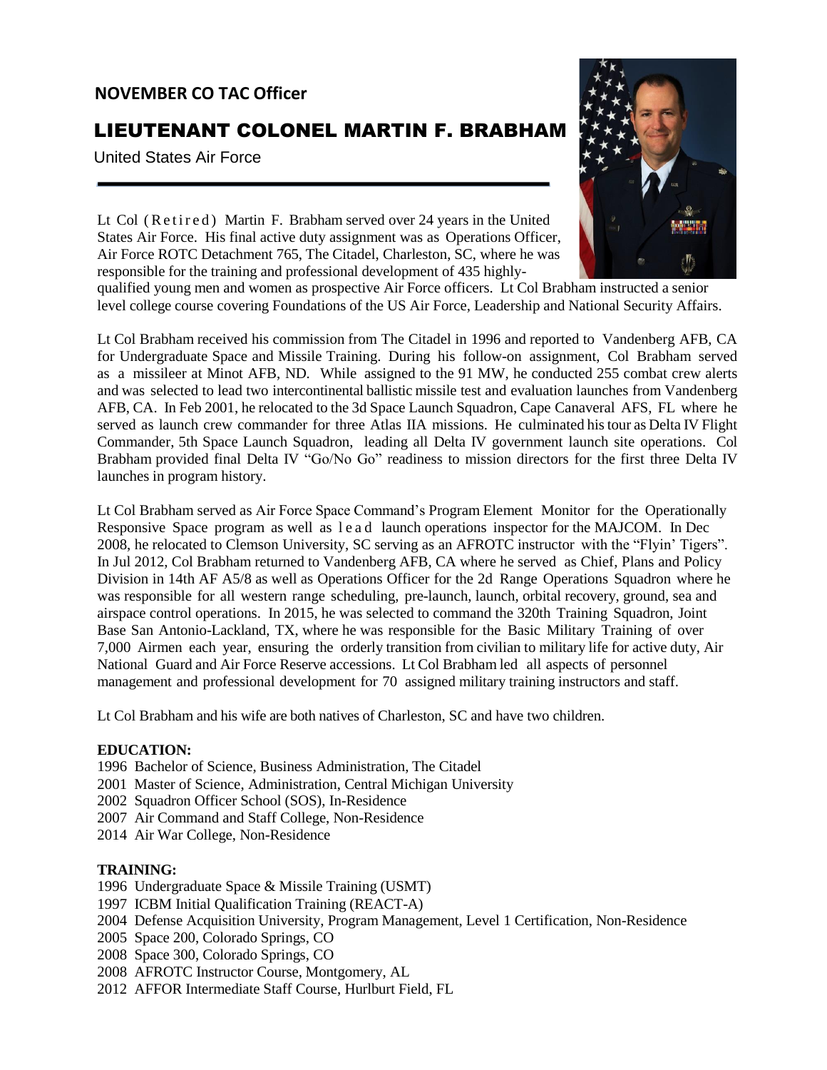**NOVEMBER CO TAC Officer**

# LIEUTENANT COLONEL MARTIN F. BRABHAM

United States Air Force

Lt Col (Retired) Martin F. Brabham served over 24 years in the United States Air Force. His final active duty assignment was as Operations Officer, Air Force ROTC Detachment 765, The Citadel, Charleston, SC, where he was responsible for the training and professional development of 435 highly-qualified young men and women as prospective Air Force officers. Lt Col Brabham instructed a senior level college course covering Foundations of the US Air Force, Leadership and National Security Affairs.

Lt Col Brabham received his commission from The Citadel in 1996 and reported to Vandenberg AFB, CA for Undergraduate Space and Missile Training. During his follow-on assignment, Col Brabham served as a missileer at Minot AFB, ND. While assigned to the 91 MW, he conducted 255 combat crew alerts and was selected to lead two intercontinental ballistic missile test and evaluation launches from Vandenberg AFB, CA. In Feb 2001, he relocated to the 3d Space Launch Squadron, Cape Canaveral AFS, FL where he served as launch crew commander for three Atlas IIA missions. He culminated his tour as Delta IV Flight Commander, 5th Space Launch Squadron, leading all Delta IV government launch site operations. Col Brabham provided final Delta IV "Go/No Go" readiness to mission directors for the first three Delta IV launches in program history.

Lt Col Brabham served as Air Force Space Command's Program Element Monitor for the Operationally Responsive Space program as well as lead launch operations inspector for the MAJCOM. In Dec 2008, he relocated to Clemson University, SC serving as an AFROTC instructor with the "Flyin' Tigers". In Jul 2012, Col Brabham returned to Vandenberg AFB, CA where he served as Chief, Plans and Policy Division in 14th AF A5/8 as well as Operations Officer for the 2d Range Operations Squadron where he was responsible for all western range scheduling, pre-launch, launch, orbital recovery, ground, sea and airspace control operations. In 2015, he was selected to command the 320th Training Squadron, Joint Base San Antonio-Lackland, TX, where he was responsible for the Basic Military Training of over 7,000 Airmen each year, ensuring the orderly transition from civilian to military life for active duty, Air National Guard and Air Force Reserve accessions. Lt Col Brabham led all aspects of personnel management and professional development for 70 assigned military training instructors and staff.

Lt Col Brabham and his wife are both natives of Charleston, SC and have two children.

**EDUCATION:**

1996 Bachelor of Science, Business Administration, The Citadel
2001 Master of Science, Administration, Central Michigan University
2002 Squadron Officer School (SOS), In-Residence
2007 Air Command and Staff College, Non-Residence
2014 Air War College, Non-Residence

**TRAINING:**

1996 Undergraduate Space & Missile Training (USMT)
1997 ICBM Initial Qualification Training (REACT-A)
2004 Defense Acquisition University, Program Management, Level 1 Certification, Non-Residence
2005 Space 200, Colorado Springs, CO
2008 Space 300, Colorado Springs, CO
2008 AFROTC Instructor Course, Montgomery, AL
2012 AFFOR Intermediate Staff Course, Hurlburt Field, FL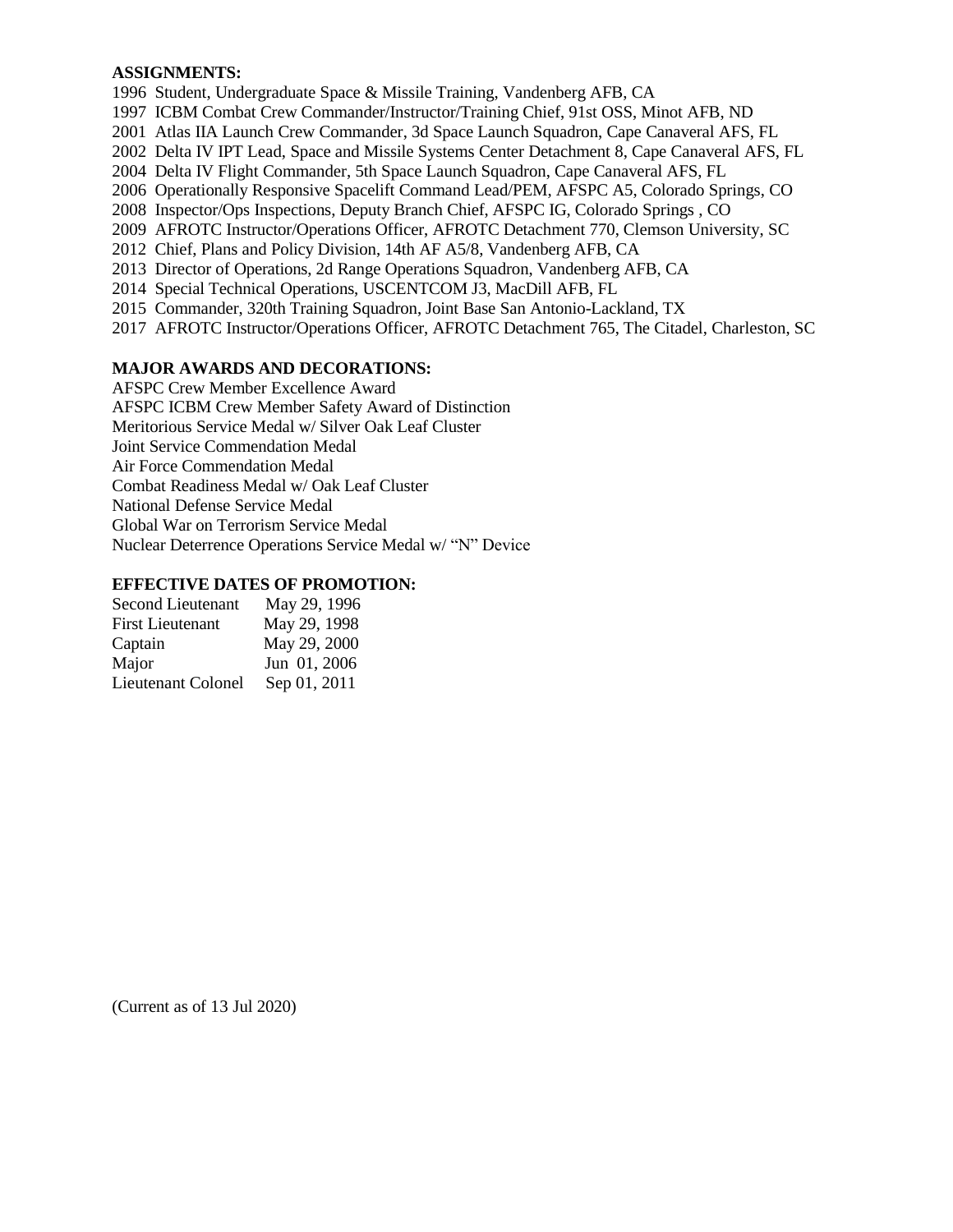**ASSIGNMENTS:**

1996 Student, Undergraduate Space & Missile Training, Vandenberg AFB, CA
1997 ICBM Combat Crew Commander/Instructor/Training Chief, 91st OSS, Minot AFB, ND
2001 Atlas IIA Launch Crew Commander, 3d Space Launch Squadron, Cape Canaveral AFS, FL
2002 Delta IV IPT Lead, Space and Missile Systems Center Detachment 8, Cape Canaveral AFS, FL
2004 Delta IV Flight Commander, 5th Space Launch Squadron, Cape Canaveral AFS, FL
2006 Operationally Responsive Spacelift Command Lead/PEM, AFSPC A5, Colorado Springs, CO
2008 Inspector/Ops Inspections, Deputy Branch Chief, AFSPC IG, Colorado Springs , CO
2009 AFROTC Instructor/Operations Officer, AFROTC Detachment 770, Clemson University, SC
2012 Chief, Plans and Policy Division, 14th AF A5/8, Vandenberg AFB, CA
2013 Director of Operations, 2d Range Operations Squadron, Vandenberg AFB, CA
2014 Special Technical Operations, USCENTCOM J3, MacDill AFB, FL
2015 Commander, 320th Training Squadron, Joint Base San Antonio-Lackland, TX
2017 AFROTC Instructor/Operations Officer, AFROTC Detachment 765, The Citadel, Charleston, SC

**MAJOR AWARDS AND DECORATIONS:**

AFSPC Crew Member Excellence Award
AFSPC ICBM Crew Member Safety Award of Distinction
Meritorious Service Medal w/ Silver Oak Leaf Cluster
Joint Service Commendation Medal
Air Force Commendation Medal
Combat Readiness Medal w/ Oak Leaf Cluster
National Defense Service Medal
Global War on Terrorism Service Medal
Nuclear Deterrence Operations Service Medal w/ "N" Device

**EFFECTIVE DATES OF PROMOTION:**

| | |
|---|---|
| Second Lieutenant | May 29, 1996 |
| First Lieutenant | May 29, 1998 |
| Captain | May 29, 2000 |
| Major | Jun 01, 2006 |
| Lieutenant Colonel | Sep 01, 2011 |

(Current as of 13 Jul 2020)